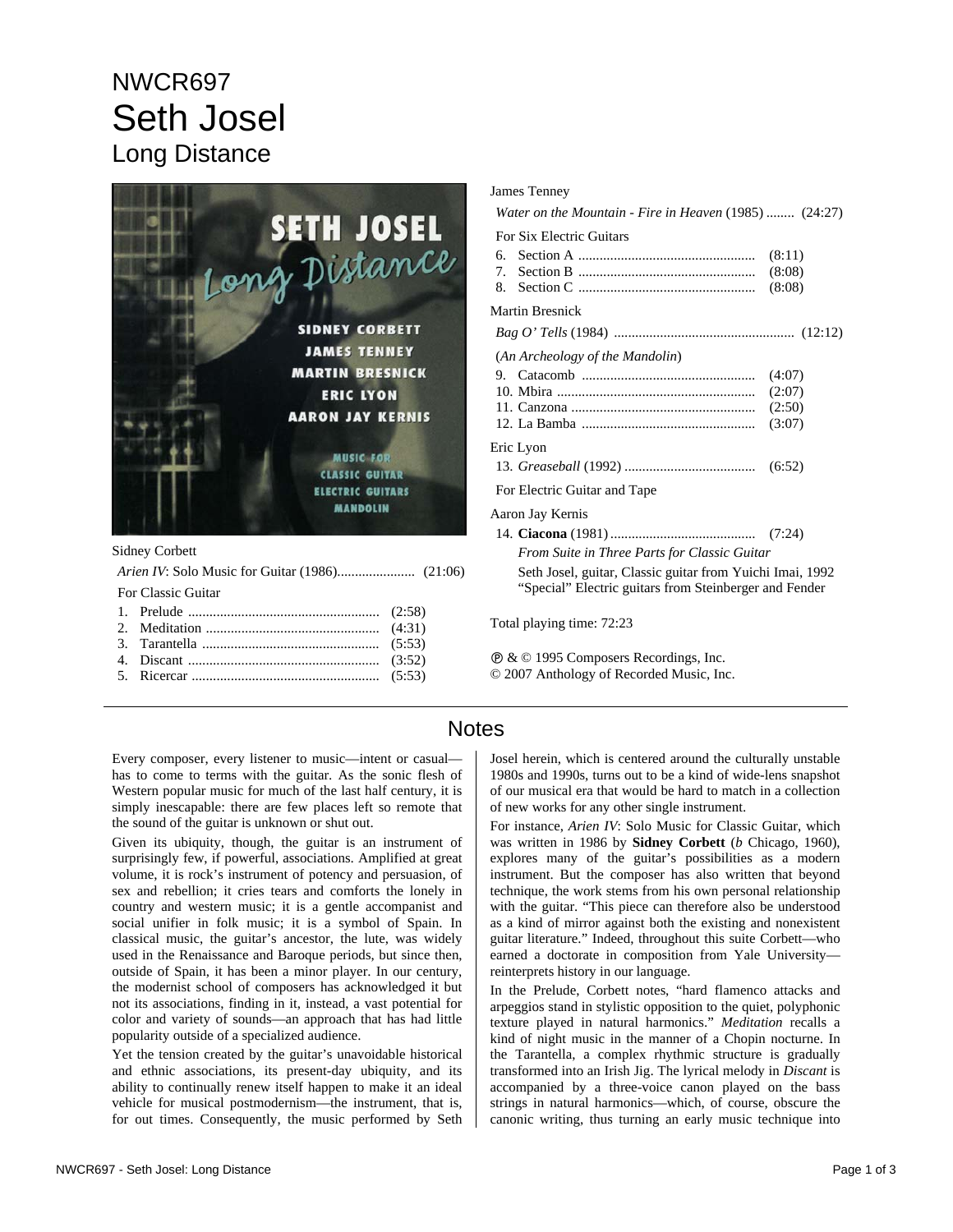# NWCR697

# Seth Josel

## Long Distance

Sidney Corbett

*Arien IV*: Solo Music for Guitar (1986)...................... (21:06)

For Classic Guitar

1. Prelude ..................................................... (2:58)
2. Meditation ................................................ (4:31)
3. Tarantella ................................................. (5:53)
4. Discant ..................................................... (3:52)
5. Ricercar .................................................... (5:53)

James Tenney

*Water on the Mountain - Fire in Heaven* (1985) ........ (24:27)

For Six Electric Guitars

6. Section A ................................................. (8:11)
7. Section B ................................................. (8:08)
8. Section C ................................................. (8:08)

Martin Bresnick

*Bag O' Tells* (1984) .................................................. (12:12)

(*An Archeology of the Mandolin*)

9. Catacomb ................................................ (4:07)
10. Mbira ....................................................... (2:07)
11. Canzona ................................................... (2:50)
12. La Bamba ................................................ (3:07)

Eric Lyon

13. *Greaseball* (1992) .................................... (6:52)

For Electric Guitar and Tape

Aaron Jay Kernis

14. **Ciacona** (1981) ........................................ (7:24)

*From Suite in Three Parts for Classic Guitar*

Seth Josel, guitar, Classic guitar from Yuichi Imai, 1992
"Special" Electric guitars from Steinberger and Fender

Total playing time: 72:23

℗ & © 1995 Composers Recordings, Inc.
© 2007 Anthology of Recorded Music, Inc.

## Notes

Every composer, every listener to music—intent or casual—has to come to terms with the guitar. As the sonic flesh of Western popular music for much of the last half century, it is simply inescapable: there are few places left so remote that the sound of the guitar is unknown or shut out.

Given its ubiquity, though, the guitar is an instrument of surprisingly few, if powerful, associations. Amplified at great volume, it is rock's instrument of potency and persuasion, of sex and rebellion; it cries tears and comforts the lonely in country and western music; it is a gentle accompanist and social unifier in folk music; it is a symbol of Spain. In classical music, the guitar's ancestor, the lute, was widely used in the Renaissance and Baroque periods, but since then, outside of Spain, it has been a minor player. In our century, the modernist school of composers has acknowledged it but not its associations, finding in it, instead, a vast potential for color and variety of sounds—an approach that has had little popularity outside of a specialized audience.

Yet the tension created by the guitar's unavoidable historical and ethnic associations, its present-day ubiquity, and its ability to continually renew itself happen to make it an ideal vehicle for musical postmodernism—the instrument, that is, for out times. Consequently, the music performed by Seth Josel herein, which is centered around the culturally unstable 1980s and 1990s, turns out to be a kind of wide-lens snapshot of our musical era that would be hard to match in a collection of new works for any other single instrument.

For instance, *Arien IV*: Solo Music for Classic Guitar, which was written in 1986 by **Sidney Corbett** (*b* Chicago, 1960), explores many of the guitar's possibilities as a modern instrument. But the composer has also written that beyond technique, the work stems from his own personal relationship with the guitar. "This piece can therefore also be understood as a kind of mirror against both the existing and nonexistent guitar literature." Indeed, throughout this suite Corbett—who earned a doctorate in composition from Yale University—reinterprets history in our language.

In the Prelude, Corbett notes, "hard flamenco attacks and arpeggios stand in stylistic opposition to the quiet, polyphonic texture played in natural harmonics." *Meditation* recalls a kind of night music in the manner of a Chopin nocturne. In the Tarantella, a complex rhythmic structure is gradually transformed into an Irish Jig. The lyrical melody in *Discant* is accompanied by a three-voice canon played on the bass strings in natural harmonics—which, of course, obscure the canonic writing, thus turning an early music technique into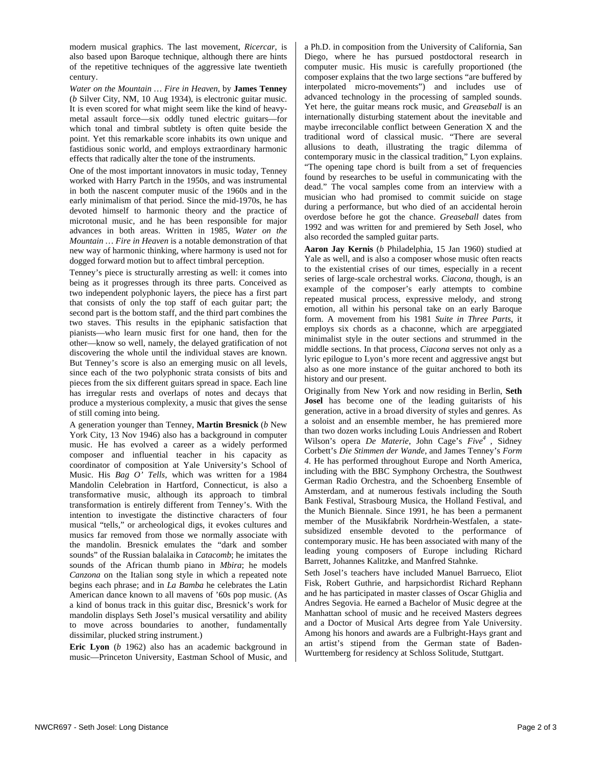modern musical graphics. The last movement, *Ricercar*, is also based upon Baroque technique, although there are hints of the repetitive techniques of the aggressive late twentieth century.

*Water on the Mountain … Fire in Heaven*, by **James Tenney** (*b* Silver City, NM, 10 Aug 1934), is electronic guitar music. It is even scored for what might seem like the kind of heavy-metal assault force—six oddly tuned electric guitars—for which tonal and timbral subtlety is often quite beside the point. Yet this remarkable score inhabits its own unique and fastidious sonic world, and employs extraordinary harmonic effects that radically alter the tone of the instruments.

One of the most important innovators in music today, Tenney worked with Harry Partch in the 1950s, and was instrumental in both the nascent computer music of the 1960s and in the early minimalism of that period. Since the mid-1970s, he has devoted himself to harmonic theory and the practice of microtonal music, and he has been responsible for major advances in both areas. Written in 1985, *Water on the Mountain … Fire in Heaven* is a notable demonstration of that new way of harmonic thinking, where harmony is used not for dogged forward motion but to affect timbral perception.

Tenney's piece is structurally arresting as well: it comes into being as it progresses through its three parts. Conceived as two independent polyphonic layers, the piece has a first part that consists of only the top staff of each guitar part; the second part is the bottom staff, and the third part combines the two staves. This results in the epiphanic satisfaction that pianists—who learn music first for one hand, then for the other—know so well, namely, the delayed gratification of not discovering the whole until the individual staves are known. But Tenney's score is also an emerging music on all levels, since each of the two polyphonic strata consists of bits and pieces from the six different guitars spread in space. Each line has irregular rests and overlaps of notes and decays that produce a mysterious complexity, a music that gives the sense of still coming into being.

A generation younger than Tenney, **Martin Bresnick** (*b* New York City, 13 Nov 1946) also has a background in computer music. He has evolved a career as a widely performed composer and influential teacher in his capacity as coordinator of composition at Yale University's School of Music. His *Bag O' Tells*, which was written for a 1984 Mandolin Celebration in Hartford, Connecticut, is also a transformative music, although its approach to timbral transformation is entirely different from Tenney's. With the intention to investigate the distinctive characters of four musical "tells," or archeological digs, it evokes cultures and musics far removed from those we normally associate with the mandolin. Bresnick emulates the "dark and somber sounds" of the Russian balalaika in *Catacomb*; he imitates the sounds of the African thumb piano in *Mbira*; he models *Canzona* on the Italian song style in which a repeated note begins each phrase; and in *La Bamba* he celebrates the Latin American dance known to all mavens of '60s pop music. (As a kind of bonus track in this guitar disc, Bresnick's work for mandolin displays Seth Josel's musical versatility and ability to move across boundaries to another, fundamentally dissimilar, plucked string instrument.)

**Eric Lyon** (*b* 1962) also has an academic background in music—Princeton University, Eastman School of Music, and a Ph.D. in composition from the University of California, San Diego, where he has pursued postdoctoral research in computer music. His music is carefully proportioned (the composer explains that the two large sections "are buffered by interpolated micro-movements") and includes use of advanced technology in the processing of sampled sounds. Yet here, the guitar means rock music, and *Greaseball* is an internationally disturbing statement about the inevitable and maybe irreconcilable conflict between Generation X and the traditional word of classical music. "There are several allusions to death, illustrating the tragic dilemma of contemporary music in the classical tradition," Lyon explains. "The opening tape chord is built from a set of frequencies found by researches to be useful in communicating with the dead." The vocal samples come from an interview with a musician who had promised to commit suicide on stage during a performance, but who died of an accidental heroin overdose before he got the chance. *Greaseball* dates from 1992 and was written for and premiered by Seth Josel, who also recorded the sampled guitar parts.

**Aaron Jay Kernis** (*b* Philadelphia, 15 Jan 1960) studied at Yale as well, and is also a composer whose music often reacts to the existential crises of our times, especially in a recent series of large-scale orchestral works. *Ciacona,* though, is an example of the composer's early attempts to combine repeated musical process, expressive melody, and strong emotion, all within his personal take on an early Baroque form. A movement from his 1981 *Suite in Three Parts*, it employs six chords as a chaconne, which are arpeggiated minimalist style in the outer sections and strummed in the middle sections. In that process, *Ciacona* serves not only as a lyric epilogue to Lyon's more recent and aggressive angst but also as one more instance of the guitar anchored to both its history and our present.

Originally from New York and now residing in Berlin, **Seth Josel** has become one of the leading guitarists of his generation, active in a broad diversity of styles and genres. As a soloist and an ensemble member, he has premiered more than two dozen works including Louis Andriessen and Robert Wilson's opera *De Materie*, John Cage's *Five⁴* , Sidney Corbett's *Die Stimmen der Wande*, and James Tenney's *Form 4*. He has performed throughout Europe and North America, including with the BBC Symphony Orchestra, the Southwest German Radio Orchestra, and the Schoenberg Ensemble of Amsterdam, and at numerous festivals including the South Bank Festival, Strasbourg Musica, the Holland Festival, and the Munich Biennale. Since 1991, he has been a permanent member of the Musikfabrik Nordrhein-Westfalen, a state-subsidized ensemble devoted to the performance of contemporary music. He has been associated with many of the leading young composers of Europe including Richard Barrett, Johannes Kalitzke, and Manfred Stahnke.

Seth Josel's teachers have included Manuel Barrueco, Eliot Fisk, Robert Guthrie, and harpsichordist Richard Rephann and he has participated in master classes of Oscar Ghiglia and Andres Segovia. He earned a Bachelor of Music degree at the Manhattan school of music and he received Masters degrees and a Doctor of Musical Arts degree from Yale University. Among his honors and awards are a Fulbright-Hays grant and an artist's stipend from the German state of Baden-Wurttemberg for residency at Schloss Solitude, Stuttgart.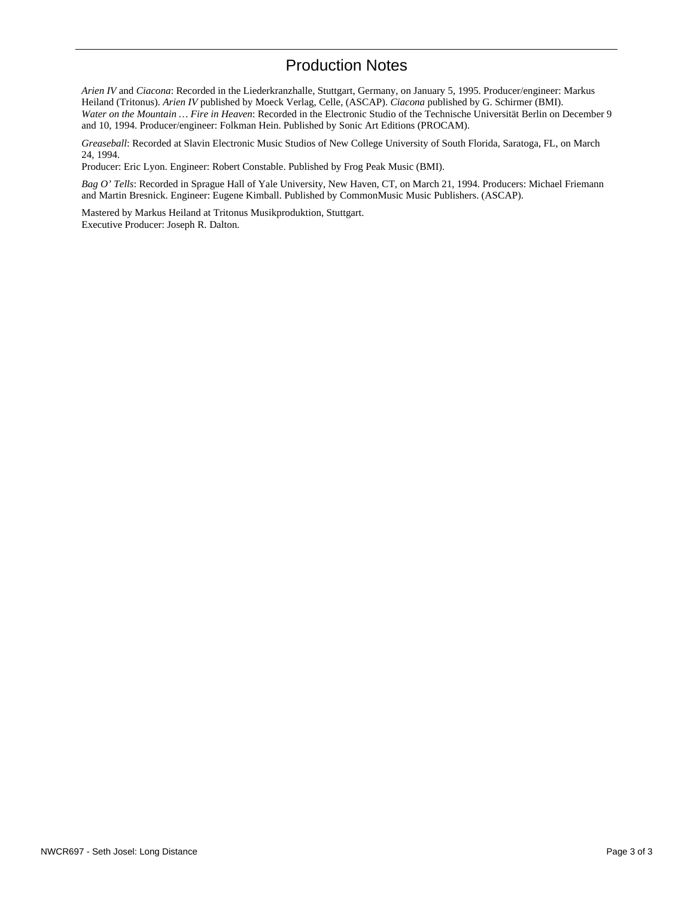## Production Notes

*Arien IV* and *Ciacona*: Recorded in the Liederkranzhalle, Stuttgart, Germany, on January 5, 1995. Producer/engineer: Markus Heiland (Tritonus). *Arien IV* published by Moeck Verlag, Celle, (ASCAP). *Ciacona* published by G. Schirmer (BMI).
*Water on the Mountain … Fire in Heaven*: Recorded in the Electronic Studio of the Technische Universität Berlin on December 9 and 10, 1994. Producer/engineer: Folkman Hein. Published by Sonic Art Editions (PROCAM).

*Greaseball*: Recorded at Slavin Electronic Music Studios of New College University of South Florida, Saratoga, FL, on March 24, 1994.
Producer: Eric Lyon. Engineer: Robert Constable. Published by Frog Peak Music (BMI).

*Bag O' Tells*: Recorded in Sprague Hall of Yale University, New Haven, CT, on March 21, 1994. Producers: Michael Friemann and Martin Bresnick. Engineer: Eugene Kimball. Published by CommonMusic Music Publishers. (ASCAP).

Mastered by Markus Heiland at Tritonus Musikproduktion, Stuttgart.
Executive Producer: Joseph R. Dalton.